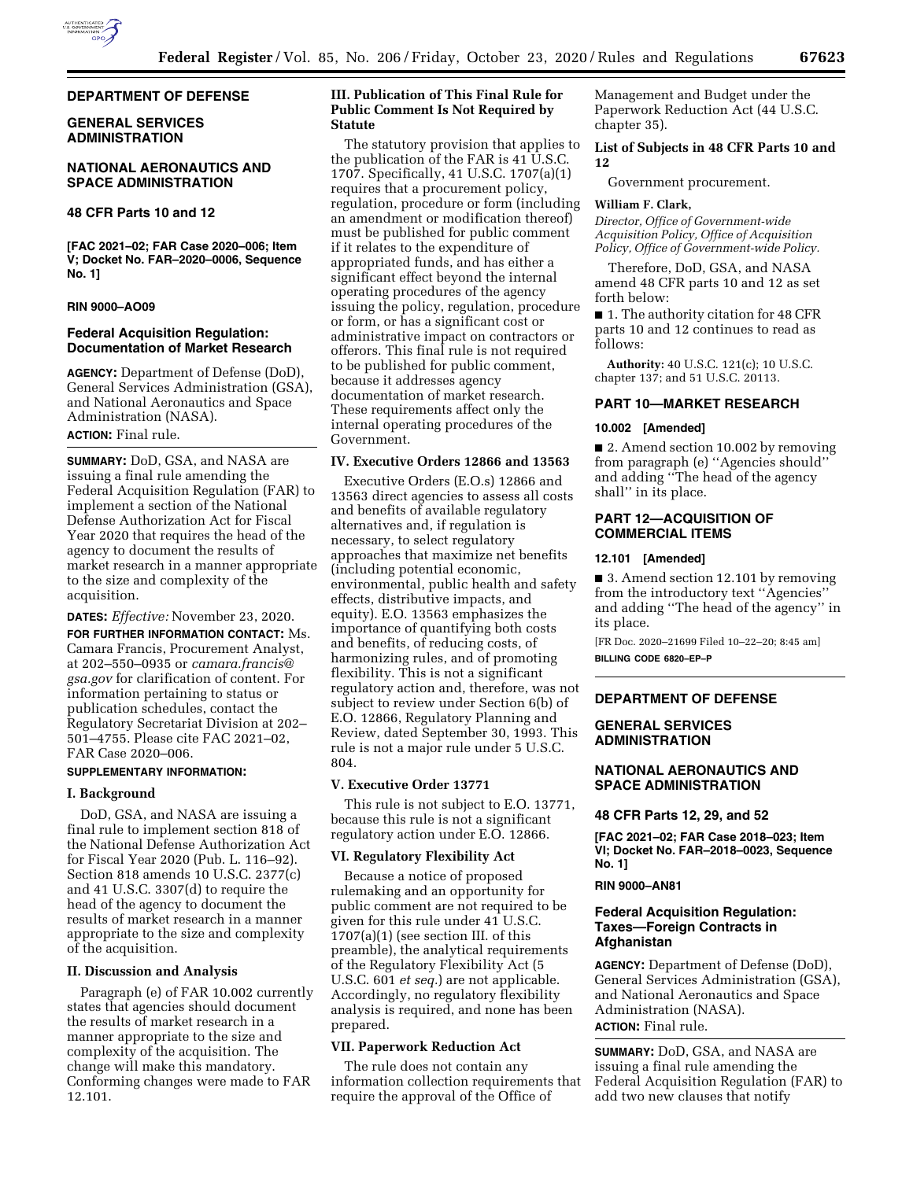**DEPARTMENT OF DEFENSE**

**GENERAL SERVICES ADMINISTRATION**

**NATIONAL AERONAUTICS AND SPACE ADMINISTRATION**

**48 CFR Parts 10 and 12**

**[FAC 2021–02; FAR Case 2020–006; Item V; Docket No. FAR–2020–0006, Sequence No. 1]**

**RIN 9000–AO09**

## Federal Acquisition Regulation: Documentation of Market Research

**AGENCY:** Department of Defense (DoD), General Services Administration (GSA), and National Aeronautics and Space Administration (NASA).

**ACTION:** Final rule.

**SUMMARY:** DoD, GSA, and NASA are issuing a final rule amending the Federal Acquisition Regulation (FAR) to implement a section of the National Defense Authorization Act for Fiscal Year 2020 that requires the head of the agency to document the results of market research in a manner appropriate to the size and complexity of the acquisition.

**DATES:** *Effective:* November 23, 2020.

**FOR FURTHER INFORMATION CONTACT:** Ms. Camara Francis, Procurement Analyst, at 202–550–0935 or *camara.francis@gsa.gov* for clarification of content. For information pertaining to status or publication schedules, contact the Regulatory Secretariat Division at 202–501–4755. Please cite FAC 2021–02, FAR Case 2020–006.

**SUPPLEMENTARY INFORMATION:**

### I. Background

DoD, GSA, and NASA are issuing a final rule to implement section 818 of the National Defense Authorization Act for Fiscal Year 2020 (Pub. L. 116–92). Section 818 amends 10 U.S.C. 2377(c) and 41 U.S.C. 3307(d) to require the head of the agency to document the results of market research in a manner appropriate to the size and complexity of the acquisition.

### II. Discussion and Analysis

Paragraph (e) of FAR 10.002 currently states that agencies should document the results of market research in a manner appropriate to the size and complexity of the acquisition. The change will make this mandatory. Conforming changes were made to FAR 12.101.

### III. Publication of This Final Rule for Public Comment Is Not Required by Statute

The statutory provision that applies to the publication of the FAR is 41 U.S.C. 1707. Specifically, 41 U.S.C. 1707(a)(1) requires that a procurement policy, regulation, procedure or form (including an amendment or modification thereof) must be published for public comment if it relates to the expenditure of appropriated funds, and has either a significant effect beyond the internal operating procedures of the agency issuing the policy, regulation, procedure or form, or has a significant cost or administrative impact on contractors or offerors. This final rule is not required to be published for public comment, because it addresses agency documentation of market research. These requirements affect only the internal operating procedures of the Government.

### IV. Executive Orders 12866 and 13563

Executive Orders (E.O.s) 12866 and 13563 direct agencies to assess all costs and benefits of available regulatory alternatives and, if regulation is necessary, to select regulatory approaches that maximize net benefits (including potential economic, environmental, public health and safety effects, distributive impacts, and equity). E.O. 13563 emphasizes the importance of quantifying both costs and benefits, of reducing costs, of harmonizing rules, and of promoting flexibility. This is not a significant regulatory action and, therefore, was not subject to review under Section 6(b) of E.O. 12866, Regulatory Planning and Review, dated September 30, 1993. This rule is not a major rule under 5 U.S.C. 804.

### V. Executive Order 13771

This rule is not subject to E.O. 13771, because this rule is not a significant regulatory action under E.O. 12866.

### VI. Regulatory Flexibility Act

Because a notice of proposed rulemaking and an opportunity for public comment are not required to be given for this rule under 41 U.S.C. 1707(a)(1) (see section III. of this preamble), the analytical requirements of the Regulatory Flexibility Act (5 U.S.C. 601 *et seq.*) are not applicable. Accordingly, no regulatory flexibility analysis is required, and none has been prepared.

### VII. Paperwork Reduction Act

The rule does not contain any information collection requirements that require the approval of the Office of Management and Budget under the Paperwork Reduction Act (44 U.S.C. chapter 35).

**List of Subjects in 48 CFR Parts 10 and 12**

Government procurement.

**William F. Clark,**

*Director, Office of Government-wide Acquisition Policy, Office of Acquisition Policy, Office of Government-wide Policy.*

Therefore, DoD, GSA, and NASA amend 48 CFR parts 10 and 12 as set forth below:

■ 1. The authority citation for 48 CFR parts 10 and 12 continues to read as follows:

**Authority:** 40 U.S.C. 121(c); 10 U.S.C. chapter 137; and 51 U.S.C. 20113.

## PART 10—MARKET RESEARCH

**10.002 [Amended]**

■ 2. Amend section 10.002 by removing from paragraph (e) ''Agencies should'' and adding ''The head of the agency shall'' in its place.

## PART 12—ACQUISITION OF COMMERCIAL ITEMS

**12.101 [Amended]**

■ 3. Amend section 12.101 by removing from the introductory text ''Agencies'' and adding ''The head of the agency'' in its place.

[FR Doc. 2020–21699 Filed 10–22–20; 8:45 am]

**BILLING CODE 6820–EP–P**

---

**DEPARTMENT OF DEFENSE**

**GENERAL SERVICES ADMINISTRATION**

**NATIONAL AERONAUTICS AND SPACE ADMINISTRATION**

**48 CFR Parts 12, 29, and 52**

**[FAC 2021–02; FAR Case 2018–023; Item VI; Docket No. FAR–2018–0023, Sequence No. 1]**

**RIN 9000–AN81**

## Federal Acquisition Regulation: Taxes—Foreign Contracts in Afghanistan

**AGENCY:** Department of Defense (DoD), General Services Administration (GSA), and National Aeronautics and Space Administration (NASA).

**ACTION:** Final rule.

**SUMMARY:** DoD, GSA, and NASA are issuing a final rule amending the Federal Acquisition Regulation (FAR) to add two new clauses that notify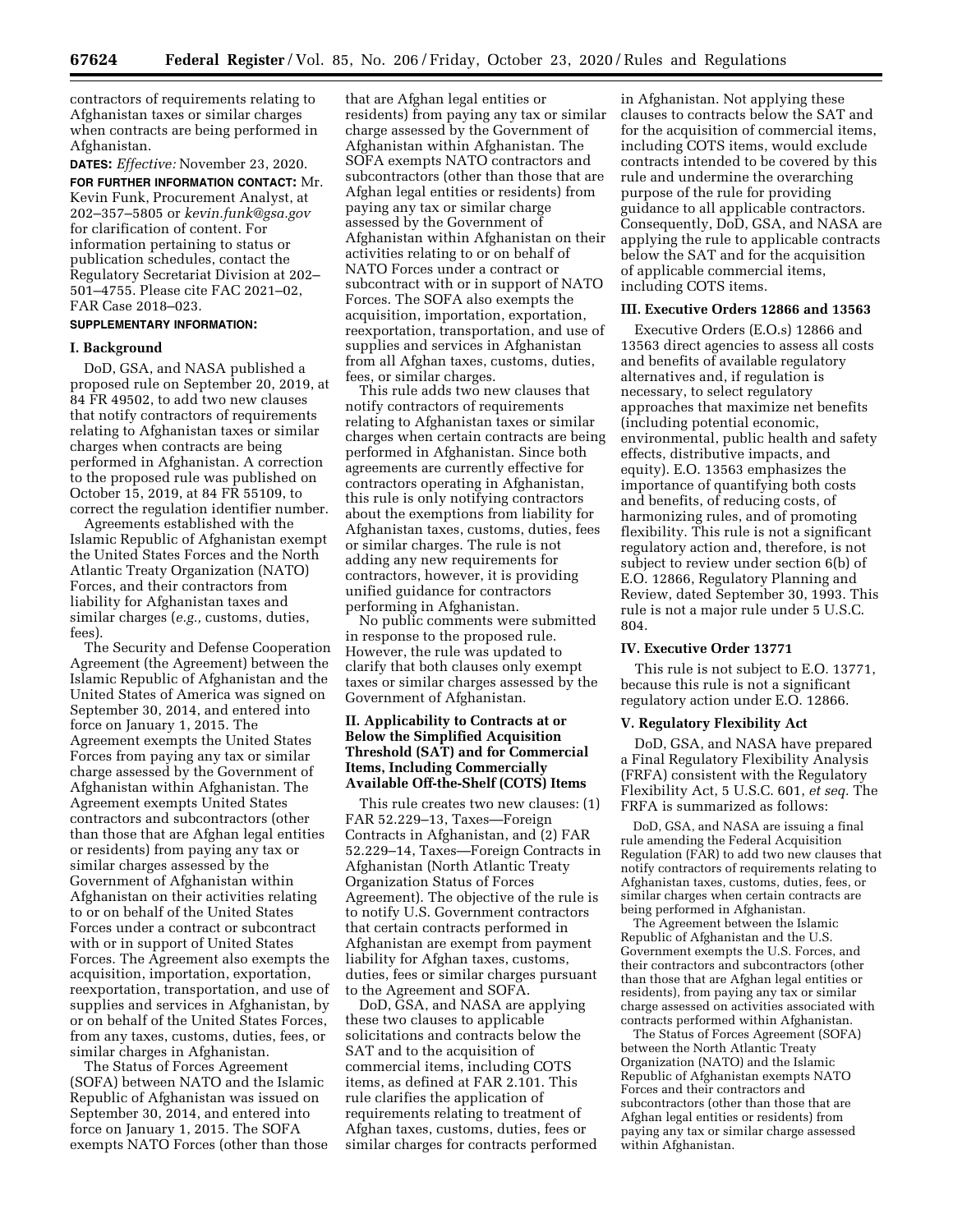contractors of requirements relating to Afghanistan taxes or similar charges when contracts are being performed in Afghanistan.

**DATES:** *Effective:* November 23, 2020.

**FOR FURTHER INFORMATION CONTACT:** Mr. Kevin Funk, Procurement Analyst, at 202–357–5805 or *kevin.funk@gsa.gov* for clarification of content. For information pertaining to status or publication schedules, contact the Regulatory Secretariat Division at 202–501–4755. Please cite FAC 2021–02, FAR Case 2018–023.

**SUPPLEMENTARY INFORMATION:**

## I. Background

DoD, GSA, and NASA published a proposed rule on September 20, 2019, at 84 FR 49502, to add two new clauses that notify contractors of requirements relating to Afghanistan taxes or similar charges when contracts are being performed in Afghanistan. A correction to the proposed rule was published on October 15, 2019, at 84 FR 55109, to correct the regulation identifier number.

Agreements established with the Islamic Republic of Afghanistan exempt the United States Forces and the North Atlantic Treaty Organization (NATO) Forces, and their contractors from liability for Afghanistan taxes and similar charges (*e.g.,* customs, duties, fees).

The Security and Defense Cooperation Agreement (the Agreement) between the Islamic Republic of Afghanistan and the United States of America was signed on September 30, 2014, and entered into force on January 1, 2015. The Agreement exempts the United States Forces from paying any tax or similar charge assessed by the Government of Afghanistan within Afghanistan. The Agreement exempts United States contractors and subcontractors (other than those that are Afghan legal entities or residents) from paying any tax or similar charges assessed by the Government of Afghanistan within Afghanistan on their activities relating to or on behalf of the United States Forces under a contract or subcontract with or in support of United States Forces. The Agreement also exempts the acquisition, importation, exportation, reexportation, transportation, and use of supplies and services in Afghanistan, by or on behalf of the United States Forces, from any taxes, customs, duties, fees, or similar charges in Afghanistan.

The Status of Forces Agreement (SOFA) between NATO and the Islamic Republic of Afghanistan was issued on September 30, 2014, and entered into force on January 1, 2015. The SOFA exempts NATO Forces (other than those that are Afghan legal entities or residents) from paying any tax or similar charge assessed by the Government of Afghanistan within Afghanistan. The SOFA exempts NATO contractors and subcontractors (other than those that are Afghan legal entities or residents) from paying any tax or similar charge assessed by the Government of Afghanistan within Afghanistan on their activities relating to or on behalf of NATO Forces under a contract or subcontract with or in support of NATO Forces. The SOFA also exempts the acquisition, importation, exportation, reexportation, transportation, and use of supplies and services in Afghanistan from all Afghan taxes, customs, duties, fees, or similar charges.

This rule adds two new clauses that notify contractors of requirements relating to Afghanistan taxes or similar charges when certain contracts are being performed in Afghanistan. Since both agreements are currently effective for contractors operating in Afghanistan, this rule is only notifying contractors about the exemptions from liability for Afghanistan taxes, customs, duties, fees or similar charges. The rule is not adding any new requirements for contractors, however, it is providing unified guidance for contractors performing in Afghanistan.

No public comments were submitted in response to the proposed rule. However, the rule was updated to clarify that both clauses only exempt taxes or similar charges assessed by the Government of Afghanistan.

## II. Applicability to Contracts at or Below the Simplified Acquisition Threshold (SAT) and for Commercial Items, Including Commercially Available Off-the-Shelf (COTS) Items

This rule creates two new clauses: (1) FAR 52.229–13, Taxes—Foreign Contracts in Afghanistan, and (2) FAR 52.229–14, Taxes—Foreign Contracts in Afghanistan (North Atlantic Treaty Organization Status of Forces Agreement). The objective of the rule is to notify U.S. Government contractors that certain contracts performed in Afghanistan are exempt from payment liability for Afghan taxes, customs, duties, fees or similar charges pursuant to the Agreement and SOFA.

DoD, GSA, and NASA are applying these two clauses to applicable solicitations and contracts below the SAT and to the acquisition of commercial items, including COTS items, as defined at FAR 2.101. This rule clarifies the application of requirements relating to treatment of Afghan taxes, customs, duties, fees or similar charges for contracts performed in Afghanistan. Not applying these clauses to contracts below the SAT and for the acquisition of commercial items, including COTS items, would exclude contracts intended to be covered by this rule and undermine the overarching purpose of the rule for providing guidance to all applicable contractors. Consequently, DoD, GSA, and NASA are applying the rule to applicable contracts below the SAT and for the acquisition of applicable commercial items, including COTS items.

## III. Executive Orders 12866 and 13563

Executive Orders (E.O.s) 12866 and 13563 direct agencies to assess all costs and benefits of available regulatory alternatives and, if regulation is necessary, to select regulatory approaches that maximize net benefits (including potential economic, environmental, public health and safety effects, distributive impacts, and equity). E.O. 13563 emphasizes the importance of quantifying both costs and benefits, of reducing costs, of harmonizing rules, and of promoting flexibility. This rule is not a significant regulatory action and, therefore, is not subject to review under section 6(b) of E.O. 12866, Regulatory Planning and Review, dated September 30, 1993. This rule is not a major rule under 5 U.S.C. 804.

## IV. Executive Order 13771

This rule is not subject to E.O. 13771, because this rule is not a significant regulatory action under E.O. 12866.

## V. Regulatory Flexibility Act

DoD, GSA, and NASA have prepared a Final Regulatory Flexibility Analysis (FRFA) consistent with the Regulatory Flexibility Act, 5 U.S.C. 601, *et seq.* The FRFA is summarized as follows:

> DoD, GSA, and NASA are issuing a final rule amending the Federal Acquisition Regulation (FAR) to add two new clauses that notify contractors of requirements relating to Afghanistan taxes, customs, duties, fees, or similar charges when certain contracts are being performed in Afghanistan.
>
> The Agreement between the Islamic Republic of Afghanistan and the U.S. Government exempts the U.S. Forces, and their contractors and subcontractors (other than those that are Afghan legal entities or residents), from paying any tax or similar charge assessed on activities associated with contracts performed within Afghanistan.
>
> The Status of Forces Agreement (SOFA) between the North Atlantic Treaty Organization (NATO) and the Islamic Republic of Afghanistan exempts NATO Forces and their contractors and subcontractors (other than those that are Afghan legal entities or residents) from paying any tax or similar charge assessed within Afghanistan.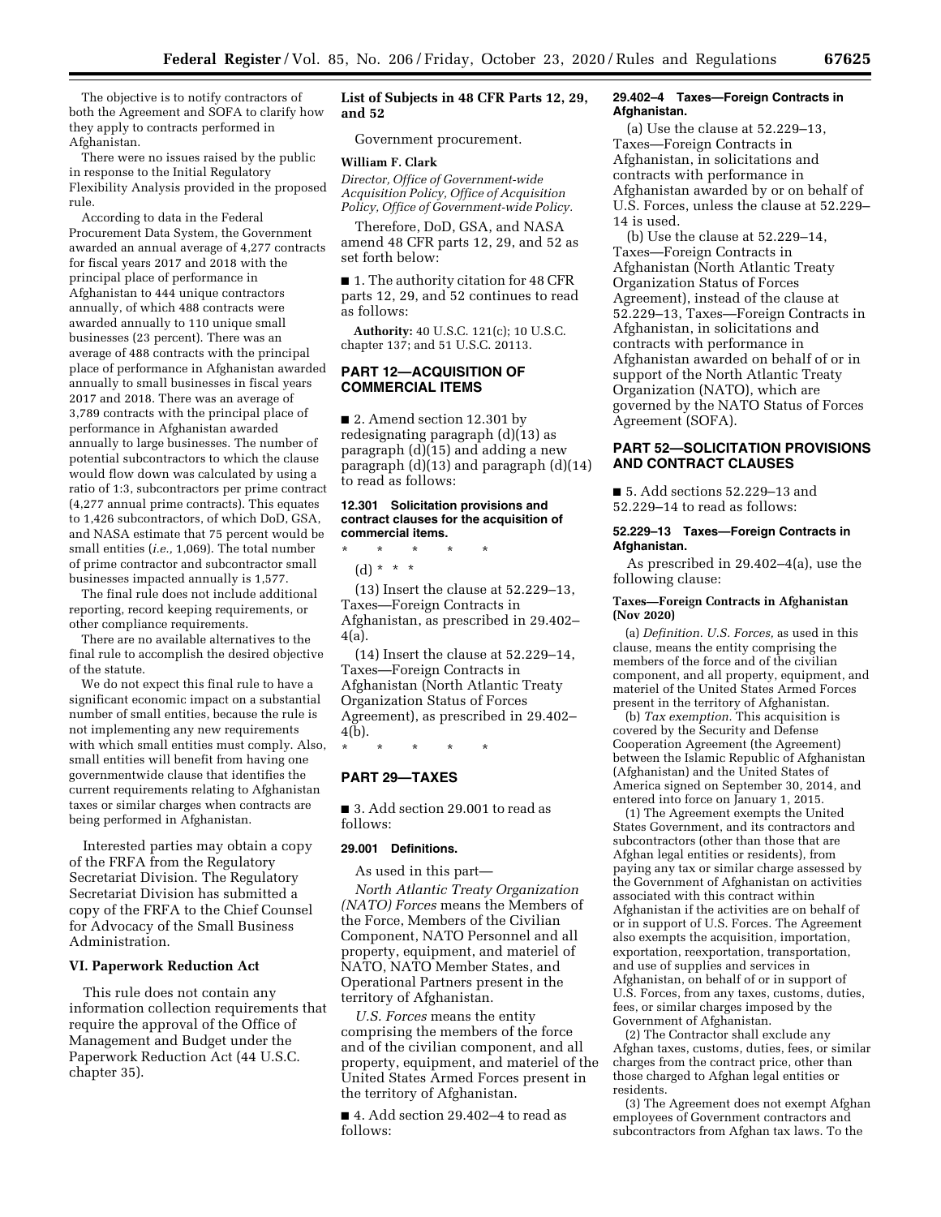The objective is to notify contractors of both the Agreement and SOFA to clarify how they apply to contracts performed in Afghanistan.

There were no issues raised by the public in response to the Initial Regulatory Flexibility Analysis provided in the proposed rule.

According to data in the Federal Procurement Data System, the Government awarded an annual average of 4,277 contracts for fiscal years 2017 and 2018 with the principal place of performance in Afghanistan to 444 unique contractors annually, of which 488 contracts were awarded annually to 110 unique small businesses (23 percent). There was an average of 488 contracts with the principal place of performance in Afghanistan awarded annually to small businesses in fiscal years 2017 and 2018. There was an average of 3,789 contracts with the principal place of performance in Afghanistan awarded annually to large businesses. The number of potential subcontractors to which the clause would flow down was calculated by using a ratio of 1:3, subcontractors per prime contract (4,277 annual prime contracts). This equates to 1,426 subcontractors, of which DoD, GSA, and NASA estimate that 75 percent would be small entities (*i.e.,* 1,069). The total number of prime contractor and subcontractor small businesses impacted annually is 1,577.

The final rule does not include additional reporting, record keeping requirements, or other compliance requirements.

There are no available alternatives to the final rule to accomplish the desired objective of the statute.

We do not expect this final rule to have a significant economic impact on a substantial number of small entities, because the rule is not implementing any new requirements with which small entities must comply. Also, small entities will benefit from having one governmentwide clause that identifies the current requirements relating to Afghanistan taxes or similar charges when contracts are being performed in Afghanistan.

Interested parties may obtain a copy of the FRFA from the Regulatory Secretariat Division. The Regulatory Secretariat Division has submitted a copy of the FRFA to the Chief Counsel for Advocacy of the Small Business Administration.

## VI. Paperwork Reduction Act

This rule does not contain any information collection requirements that require the approval of the Office of Management and Budget under the Paperwork Reduction Act (44 U.S.C. chapter 35).

### List of Subjects in 48 CFR Parts 12, 29, and 52

Government procurement.

**William F. Clark**

*Director, Office of Government-wide Acquisition Policy, Office of Acquisition Policy, Office of Government-wide Policy.*

Therefore, DoD, GSA, and NASA amend 48 CFR parts 12, 29, and 52 as set forth below:

■ 1. The authority citation for 48 CFR parts 12, 29, and 52 continues to read as follows:

**Authority:** 40 U.S.C. 121(c); 10 U.S.C. chapter 137; and 51 U.S.C. 20113.

## PART 12—ACQUISITION OF COMMERCIAL ITEMS

■ 2. Amend section 12.301 by redesignating paragraph (d)(13) as paragraph (d)(15) and adding a new paragraph (d)(13) and paragraph (d)(14) to read as follows:

### 12.301 Solicitation provisions and contract clauses for the acquisition of commercial items.

\* \* \* \* \*

(d) \* \* \*

(13) Insert the clause at 52.229–13, Taxes—Foreign Contracts in Afghanistan, as prescribed in 29.402–4(a).

(14) Insert the clause at 52.229–14, Taxes—Foreign Contracts in Afghanistan (North Atlantic Treaty Organization Status of Forces Agreement), as prescribed in 29.402–4(b).

\* \* \* \* \*

## PART 29—TAXES

■ 3. Add section 29.001 to read as follows:

### 29.001 Definitions.

As used in this part—

*North Atlantic Treaty Organization (NATO) Forces* means the Members of the Force, Members of the Civilian Component, NATO Personnel and all property, equipment, and materiel of NATO, NATO Member States, and Operational Partners present in the territory of Afghanistan.

*U.S. Forces* means the entity comprising the members of the force and of the civilian component, and all property, equipment, and materiel of the United States Armed Forces present in the territory of Afghanistan.

■ 4. Add section 29.402–4 to read as follows:

### 29.402–4 Taxes—Foreign Contracts in Afghanistan.

(a) Use the clause at 52.229–13, Taxes—Foreign Contracts in Afghanistan, in solicitations and contracts with performance in Afghanistan awarded by or on behalf of U.S. Forces, unless the clause at 52.229–14 is used.

(b) Use the clause at 52.229–14, Taxes—Foreign Contracts in Afghanistan (North Atlantic Treaty Organization Status of Forces Agreement), instead of the clause at 52.229–13, Taxes—Foreign Contracts in Afghanistan, in solicitations and contracts with performance in Afghanistan awarded on behalf of or in support of the North Atlantic Treaty Organization (NATO), which are governed by the NATO Status of Forces Agreement (SOFA).

## PART 52—SOLICITATION PROVISIONS AND CONTRACT CLAUSES

■ 5. Add sections 52.229–13 and 52.229–14 to read as follows:

### 52.229–13 Taxes—Foreign Contracts in Afghanistan.

As prescribed in 29.402–4(a), use the following clause:

**Taxes—Foreign Contracts in Afghanistan (Nov 2020)**

(a) *Definition. U.S. Forces,* as used in this clause, means the entity comprising the members of the force and of the civilian component, and all property, equipment, and materiel of the United States Armed Forces present in the territory of Afghanistan.

(b) *Tax exemption.* This acquisition is covered by the Security and Defense Cooperation Agreement (the Agreement) between the Islamic Republic of Afghanistan (Afghanistan) and the United States of America signed on September 30, 2014, and entered into force on January 1, 2015.

(1) The Agreement exempts the United States Government, and its contractors and subcontractors (other than those that are Afghan legal entities or residents), from paying any tax or similar charge assessed by the Government of Afghanistan on activities associated with this contract within Afghanistan if the activities are on behalf of or in support of U.S. Forces. The Agreement also exempts the acquisition, importation, exportation, reexportation, transportation, and use of supplies and services in Afghanistan, on behalf of or in support of U.S. Forces, from any taxes, customs, duties, fees, or similar charges imposed by the Government of Afghanistan.

(2) The Contractor shall exclude any Afghan taxes, customs, duties, fees, or similar charges from the contract price, other than those charged to Afghan legal entities or residents.

(3) The Agreement does not exempt Afghan employees of Government contractors and subcontractors from Afghan tax laws. To the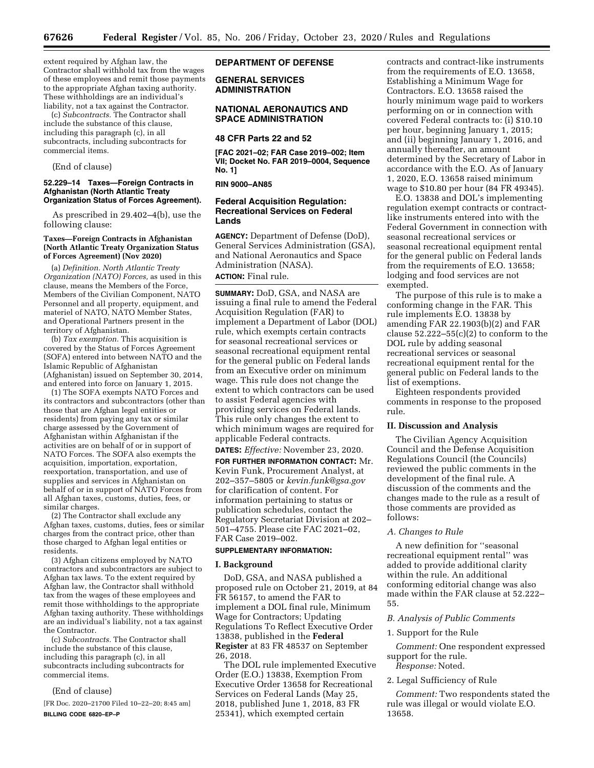extent required by Afghan law, the Contractor shall withhold tax from the wages of these employees and remit those payments to the appropriate Afghan taxing authority. These withholdings are an individual's liability, not a tax against the Contractor.

(c) *Subcontracts.* The Contractor shall include the substance of this clause, including this paragraph (c), in all subcontracts, including subcontracts for commercial items.

(End of clause)

**52.229–14 Taxes—Foreign Contracts in Afghanistan (North Atlantic Treaty Organization Status of Forces Agreement).**

As prescribed in 29.402–4(b), use the following clause:

**Taxes—Foreign Contracts in Afghanistan (North Atlantic Treaty Organization Status of Forces Agreement) (Nov 2020)**

(a) *Definition. North Atlantic Treaty Organization (NATO) Forces,* as used in this clause, means the Members of the Force, Members of the Civilian Component, NATO Personnel and all property, equipment, and materiel of NATO, NATO Member States, and Operational Partners present in the territory of Afghanistan.

(b) *Tax exemption.* This acquisition is covered by the Status of Forces Agreement (SOFA) entered into between NATO and the Islamic Republic of Afghanistan (Afghanistan) issued on September 30, 2014, and entered into force on January 1, 2015.

(1) The SOFA exempts NATO Forces and its contractors and subcontractors (other than those that are Afghan legal entities or residents) from paying any tax or similar charge assessed by the Government of Afghanistan within Afghanistan if the activities are on behalf of or in support of NATO Forces. The SOFA also exempts the acquisition, importation, exportation, reexportation, transportation, and use of supplies and services in Afghanistan on behalf of or in support of NATO Forces from all Afghan taxes, customs, duties, fees, or similar charges.

(2) The Contractor shall exclude any Afghan taxes, customs, duties, fees or similar charges from the contract price, other than those charged to Afghan legal entities or residents.

(3) Afghan citizens employed by NATO contractors and subcontractors are subject to Afghan tax laws. To the extent required by Afghan law, the Contractor shall withhold tax from the wages of these employees and remit those withholdings to the appropriate Afghan taxing authority. These withholdings are an individual's liability, not a tax against the Contractor.

(c) *Subcontracts.* The Contractor shall include the substance of this clause, including this paragraph (c), in all subcontracts including subcontracts for commercial items.

(End of clause)

[FR Doc. 2020–21700 Filed 10–22–20; 8:45 am]

**BILLING CODE 6820–EP–P**

**DEPARTMENT OF DEFENSE**

**GENERAL SERVICES ADMINISTRATION**

**NATIONAL AERONAUTICS AND SPACE ADMINISTRATION**

**48 CFR Parts 22 and 52**

**[FAC 2021–02; FAR Case 2019–002; Item VII; Docket No. FAR 2019–0004, Sequence No. 1]**

**RIN 9000–AN85**

# Federal Acquisition Regulation: Recreational Services on Federal Lands

**AGENCY:** Department of Defense (DoD), General Services Administration (GSA), and National Aeronautics and Space Administration (NASA).

**ACTION:** Final rule.

**SUMMARY:** DoD, GSA, and NASA are issuing a final rule to amend the Federal Acquisition Regulation (FAR) to implement a Department of Labor (DOL) rule, which exempts certain contracts for seasonal recreational services or seasonal recreational equipment rental for the general public on Federal lands from an Executive order on minimum wage. This rule does not change the extent to which contractors can be used to assist Federal agencies with providing services on Federal lands. This rule only changes the extent to which minimum wages are required for applicable Federal contracts.

**DATES:** *Effective:* November 23, 2020.

**FOR FURTHER INFORMATION CONTACT:** Mr. Kevin Funk, Procurement Analyst, at 202–357–5805 or *kevin.funk@gsa.gov* for clarification of content. For information pertaining to status or publication schedules, contact the Regulatory Secretariat Division at 202–501–4755. Please cite FAC 2021–02, FAR Case 2019–002.

**SUPPLEMENTARY INFORMATION:**

## I. Background

DoD, GSA, and NASA published a proposed rule on October 21, 2019, at 84 FR 56157, to amend the FAR to implement a DOL final rule, Minimum Wage for Contractors; Updating Regulations To Reflect Executive Order 13838, published in the **Federal Register** at 83 FR 48537 on September 26, 2018.

The DOL rule implemented Executive Order (E.O.) 13838, Exemption From Executive Order 13658 for Recreational Services on Federal Lands (May 25, 2018, published June 1, 2018, 83 FR 25341), which exempted certain contracts and contract-like instruments from the requirements of E.O. 13658, Establishing a Minimum Wage for Contractors. E.O. 13658 raised the hourly minimum wage paid to workers performing on or in connection with covered Federal contracts to: (i) $10.10 per hour, beginning January 1, 2015; and (ii) beginning January 1, 2016, and annually thereafter, an amount determined by the Secretary of Labor in accordance with the E.O. As of January 1, 2020, E.O. 13658 raised minimum wage to $10.80 per hour (84 FR 49345).

E.O. 13838 and DOL's implementing regulation exempt contracts or contract-like instruments entered into with the Federal Government in connection with seasonal recreational services or seasonal recreational equipment rental for the general public on Federal lands from the requirements of E.O. 13658; lodging and food services are not exempted.

The purpose of this rule is to make a conforming change in the FAR. This rule implements E.O. 13838 by amending FAR 22.1903(b)(2) and FAR clause 52.222–55(c)(2) to conform to the DOL rule by adding seasonal recreational services or seasonal recreational equipment rental for the general public on Federal lands to the list of exemptions.

Eighteen respondents provided comments in response to the proposed rule.

## II. Discussion and Analysis

The Civilian Agency Acquisition Council and the Defense Acquisition Regulations Council (the Councils) reviewed the public comments in the development of the final rule. A discussion of the comments and the changes made to the rule as a result of those comments are provided as follows:

### *A. Changes to Rule*

A new definition for ''seasonal recreational equipment rental'' was added to provide additional clarity within the rule. An additional conforming editorial change was also made within the FAR clause at 52.222–55.

### *B. Analysis of Public Comments*

1. Support for the Rule

*Comment:* One respondent expressed support for the rule.

*Response:* Noted.

2. Legal Sufficiency of Rule

*Comment:* Two respondents stated the rule was illegal or would violate E.O. 13658.